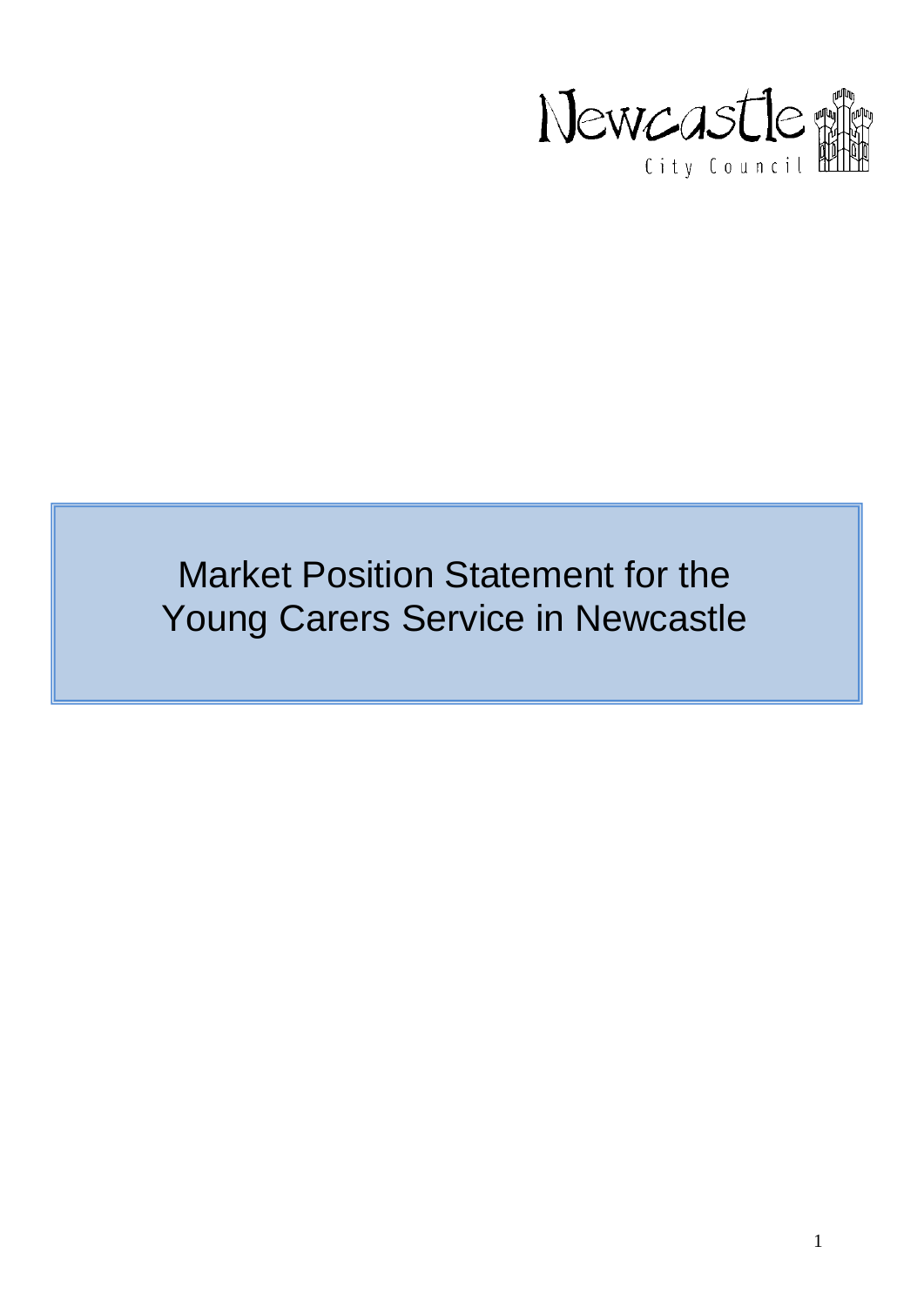Newcastle City Council

# Market Position Statement for the Young Carers Service in Newcastle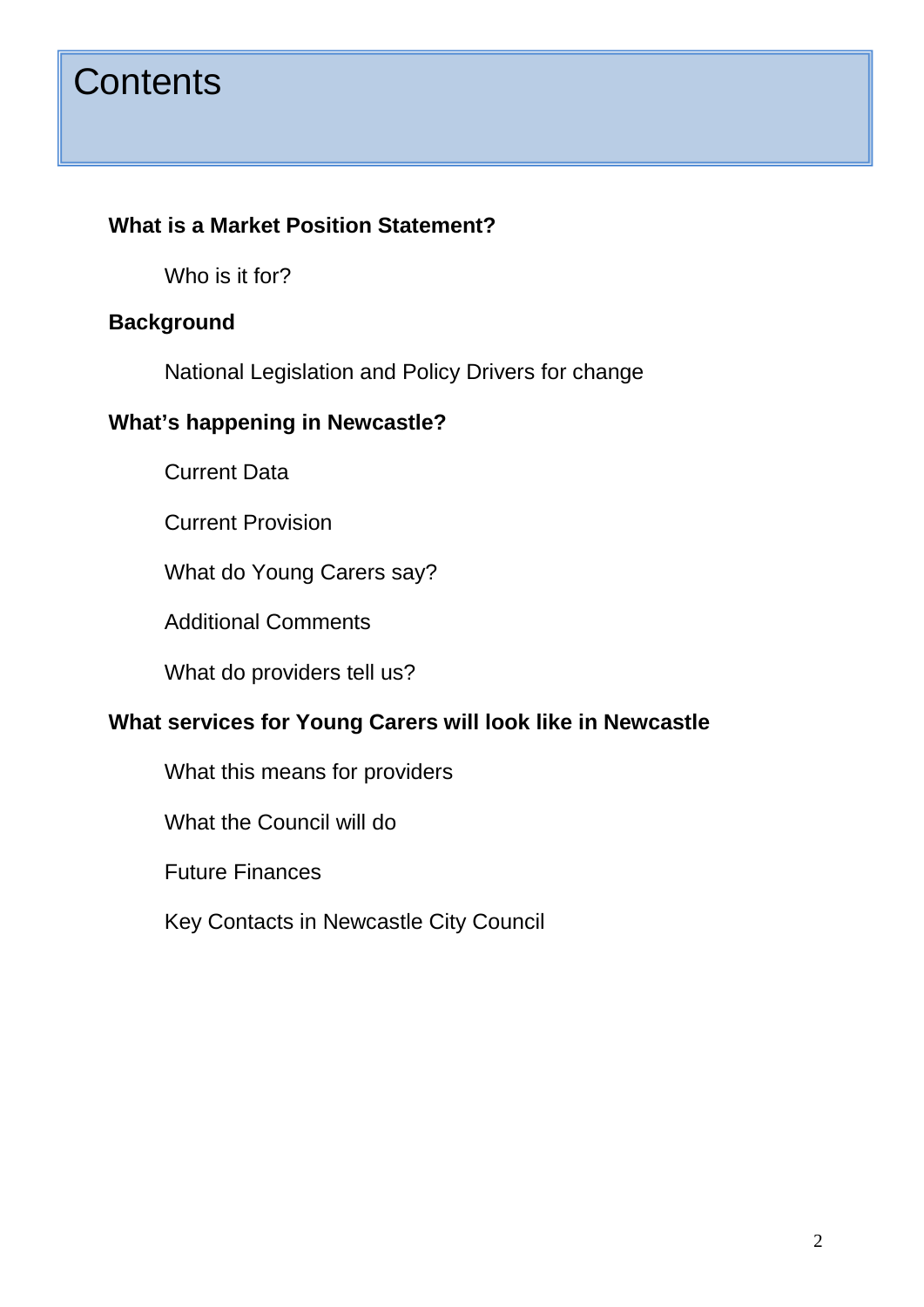# Contents

**What is a Market Position Statement?**

- Who is it for?

**Background**

- National Legislation and Policy Drivers for change

**What's happening in Newcastle?**

- Current Data
- Current Provision
- What do Young Carers say?
- Additional Comments
- What do providers tell us?

**What services for Young Carers will look like in Newcastle**

- What this means for providers
- What the Council will do
- Future Finances
- Key Contacts in Newcastle City Council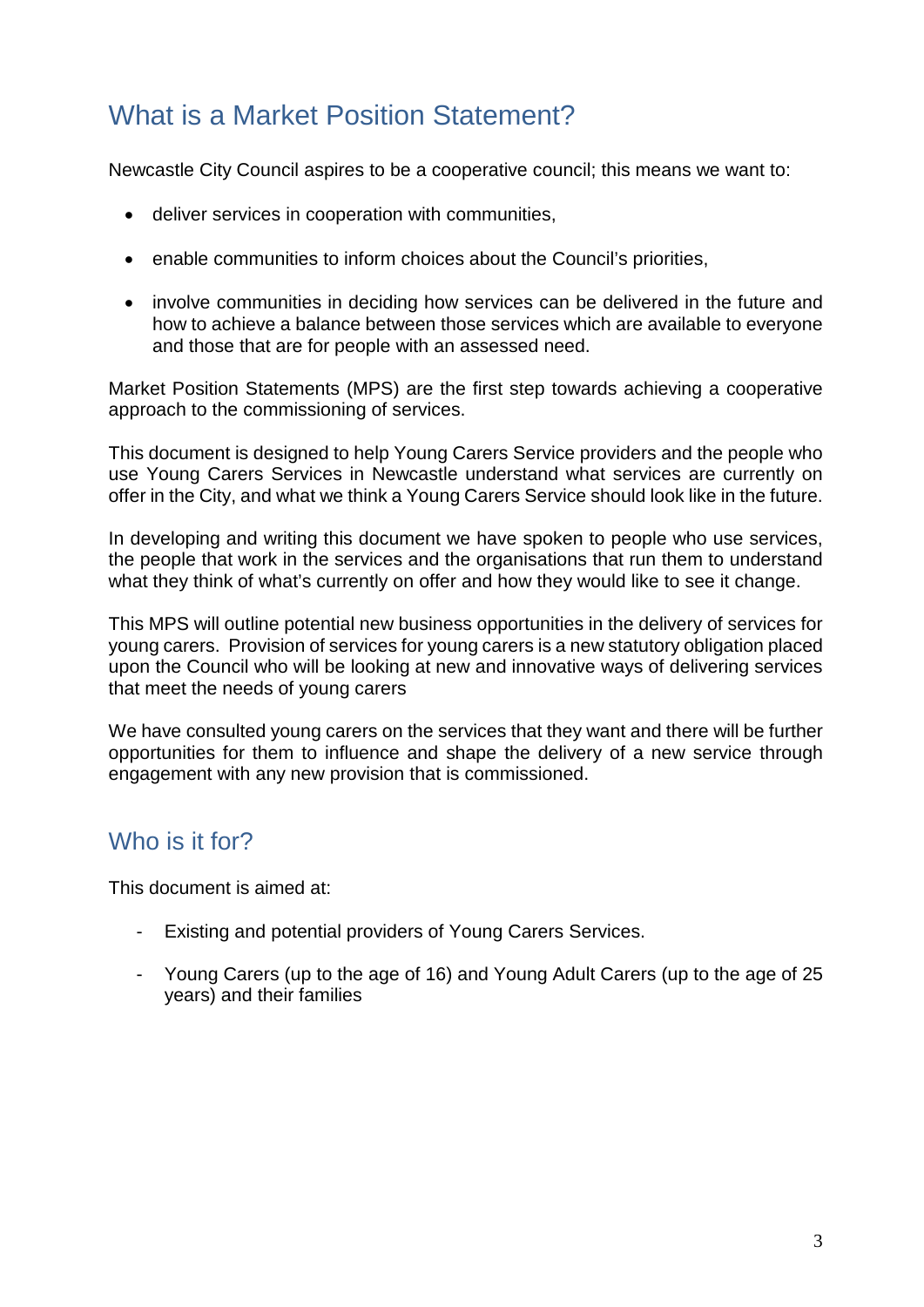## What is a Market Position Statement?

Newcastle City Council aspires to be a cooperative council; this means we want to:

- deliver services in cooperation with communities,
- enable communities to inform choices about the Council's priorities,
- involve communities in deciding how services can be delivered in the future and how to achieve a balance between those services which are available to everyone and those that are for people with an assessed need.

Market Position Statements (MPS) are the first step towards achieving a cooperative approach to the commissioning of services.

This document is designed to help Young Carers Service providers and the people who use Young Carers Services in Newcastle understand what services are currently on offer in the City, and what we think a Young Carers Service should look like in the future.

In developing and writing this document we have spoken to people who use services, the people that work in the services and the organisations that run them to understand what they think of what's currently on offer and how they would like to see it change.

This MPS will outline potential new business opportunities in the delivery of services for young carers. Provision of services for young carers is a new statutory obligation placed upon the Council who will be looking at new and innovative ways of delivering services that meet the needs of young carers

We have consulted young carers on the services that they want and there will be further opportunities for them to influence and shape the delivery of a new service through engagement with any new provision that is commissioned.

## Who is it for?

This document is aimed at:

- Existing and potential providers of Young Carers Services.
- Young Carers (up to the age of 16) and Young Adult Carers (up to the age of 25 years) and their families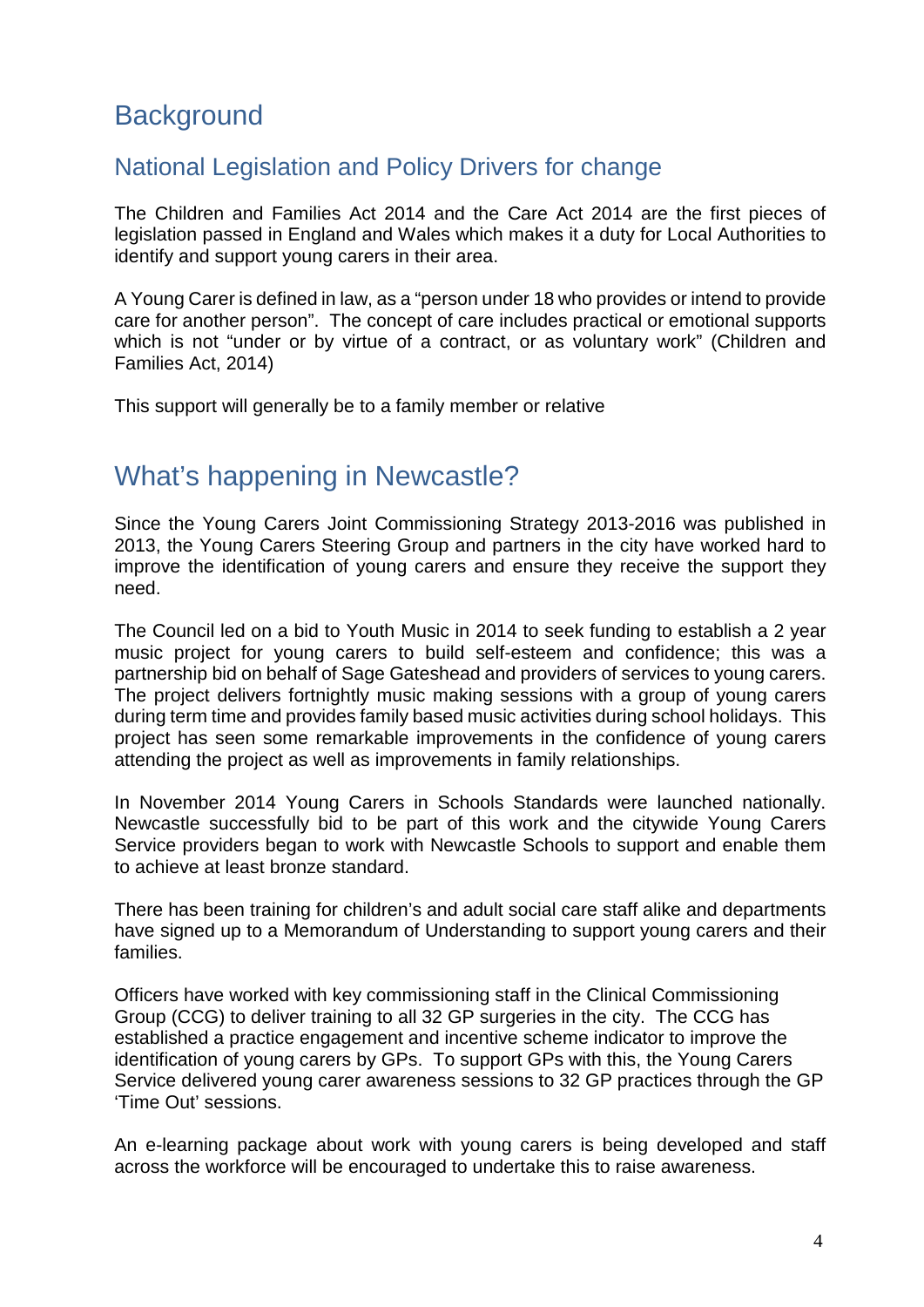# Background

## National Legislation and Policy Drivers for change

The Children and Families Act 2014 and the Care Act 2014 are the first pieces of legislation passed in England and Wales which makes it a duty for Local Authorities to identify and support young carers in their area.

A Young Carer is defined in law, as a "person under 18 who provides or intend to provide care for another person". The concept of care includes practical or emotional supports which is not "under or by virtue of a contract, or as voluntary work" (Children and Families Act, 2014)

This support will generally be to a family member or relative

# What's happening in Newcastle?

Since the Young Carers Joint Commissioning Strategy 2013-2016 was published in 2013, the Young Carers Steering Group and partners in the city have worked hard to improve the identification of young carers and ensure they receive the support they need.

The Council led on a bid to Youth Music in 2014 to seek funding to establish a 2 year music project for young carers to build self-esteem and confidence; this was a partnership bid on behalf of Sage Gateshead and providers of services to young carers. The project delivers fortnightly music making sessions with a group of young carers during term time and provides family based music activities during school holidays. This project has seen some remarkable improvements in the confidence of young carers attending the project as well as improvements in family relationships.

In November 2014 Young Carers in Schools Standards were launched nationally. Newcastle successfully bid to be part of this work and the citywide Young Carers Service providers began to work with Newcastle Schools to support and enable them to achieve at least bronze standard.

There has been training for children's and adult social care staff alike and departments have signed up to a Memorandum of Understanding to support young carers and their families.

Officers have worked with key commissioning staff in the Clinical Commissioning Group (CCG) to deliver training to all 32 GP surgeries in the city. The CCG has established a practice engagement and incentive scheme indicator to improve the identification of young carers by GPs. To support GPs with this, the Young Carers Service delivered young carer awareness sessions to 32 GP practices through the GP 'Time Out' sessions.

An e-learning package about work with young carers is being developed and staff across the workforce will be encouraged to undertake this to raise awareness.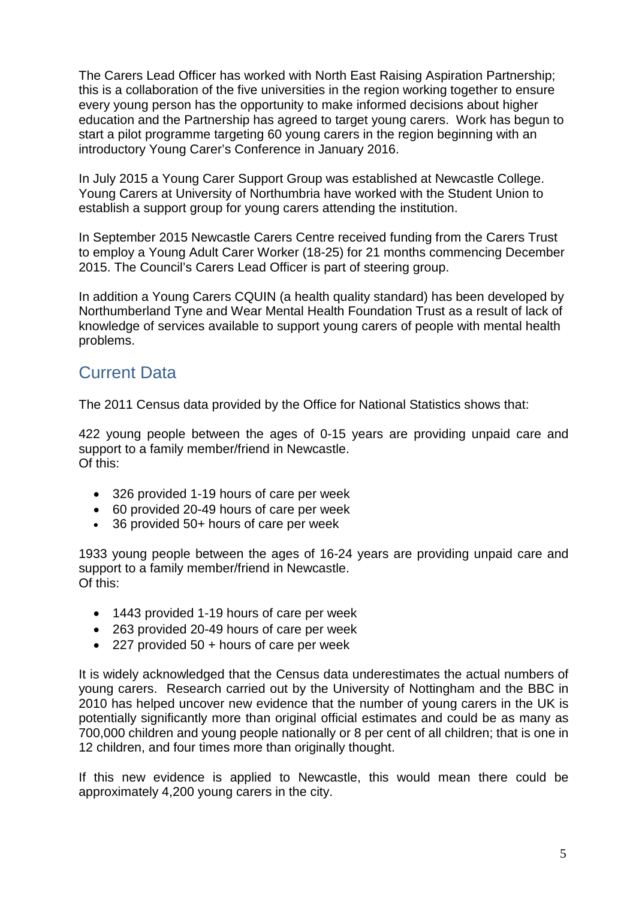The Carers Lead Officer has worked with North East Raising Aspiration Partnership; this is a collaboration of the five universities in the region working together to ensure every young person has the opportunity to make informed decisions about higher education and the Partnership has agreed to target young carers. Work has begun to start a pilot programme targeting 60 young carers in the region beginning with an introductory Young Carer's Conference in January 2016.

In July 2015 a Young Carer Support Group was established at Newcastle College. Young Carers at University of Northumbria have worked with the Student Union to establish a support group for young carers attending the institution.

In September 2015 Newcastle Carers Centre received funding from the Carers Trust to employ a Young Adult Carer Worker (18-25) for 21 months commencing December 2015. The Council's Carers Lead Officer is part of steering group.

In addition a Young Carers CQUIN (a health quality standard) has been developed by Northumberland Tyne and Wear Mental Health Foundation Trust as a result of lack of knowledge of services available to support young carers of people with mental health problems.

## Current Data

The 2011 Census data provided by the Office for National Statistics shows that:

422 young people between the ages of 0-15 years are providing unpaid care and support to a family member/friend in Newcastle.
Of this:

- 326 provided 1-19 hours of care per week
- 60 provided 20-49 hours of care per week
- 36 provided 50+ hours of care per week

1933 young people between the ages of 16-24 years are providing unpaid care and support to a family member/friend in Newcastle.
Of this:

- 1443 provided 1-19 hours of care per week
- 263 provided 20-49 hours of care per week
- 227 provided 50 + hours of care per week

It is widely acknowledged that the Census data underestimates the actual numbers of young carers. Research carried out by the University of Nottingham and the BBC in 2010 has helped uncover new evidence that the number of young carers in the UK is potentially significantly more than original official estimates and could be as many as 700,000 children and young people nationally or 8 per cent of all children; that is one in 12 children, and four times more than originally thought.

If this new evidence is applied to Newcastle, this would mean there could be approximately 4,200 young carers in the city.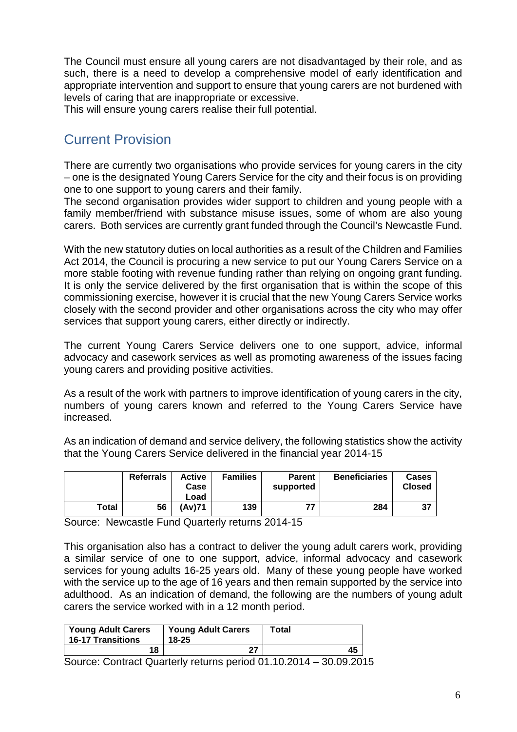The Council must ensure all young carers are not disadvantaged by their role, and as such, there is a need to develop a comprehensive model of early identification and appropriate intervention and support to ensure that young carers are not burdened with levels of caring that are inappropriate or excessive.
This will ensure young carers realise their full potential.

## Current Provision

There are currently two organisations who provide services for young carers in the city – one is the designated Young Carers Service for the city and their focus is on providing one to one support to young carers and their family.
The second organisation provides wider support to children and young people with a family member/friend with substance misuse issues, some of whom are also young carers. Both services are currently grant funded through the Council's Newcastle Fund.

With the new statutory duties on local authorities as a result of the Children and Families Act 2014, the Council is procuring a new service to put our Young Carers Service on a more stable footing with revenue funding rather than relying on ongoing grant funding. It is only the service delivered by the first organisation that is within the scope of this commissioning exercise, however it is crucial that the new Young Carers Service works closely with the second provider and other organisations across the city who may offer services that support young carers, either directly or indirectly.

The current Young Carers Service delivers one to one support, advice, informal advocacy and casework services as well as promoting awareness of the issues facing young carers and providing positive activities.

As a result of the work with partners to improve identification of young carers in the city, numbers of young carers known and referred to the Young Carers Service have increased.

As an indication of demand and service delivery, the following statistics show the activity that the Young Carers Service delivered in the financial year 2014-15

| | Referrals | Active Case Load | Families | Parent supported | Beneficiaries | Cases Closed |
|---|---|---|---|---|---|---|
| **Total** | 56 | (Av)71 | 139 | 77 | 284 | 37 |

Source: Newcastle Fund Quarterly returns 2014-15

This organisation also has a contract to deliver the young adult carers work, providing a similar service of one to one support, advice, informal advocacy and casework services for young adults 16-25 years old. Many of these young people have worked with the service up to the age of 16 years and then remain supported by the service into adulthood. As an indication of demand, the following are the numbers of young adult carers the service worked with in a 12 month period.

| Young Adult Carers 16-17 Transitions | Young Adult Carers 18-25 | Total |
|---|---|---|
| 18 | 27 | 45 |

Source: Contract Quarterly returns period 01.10.2014 – 30.09.2015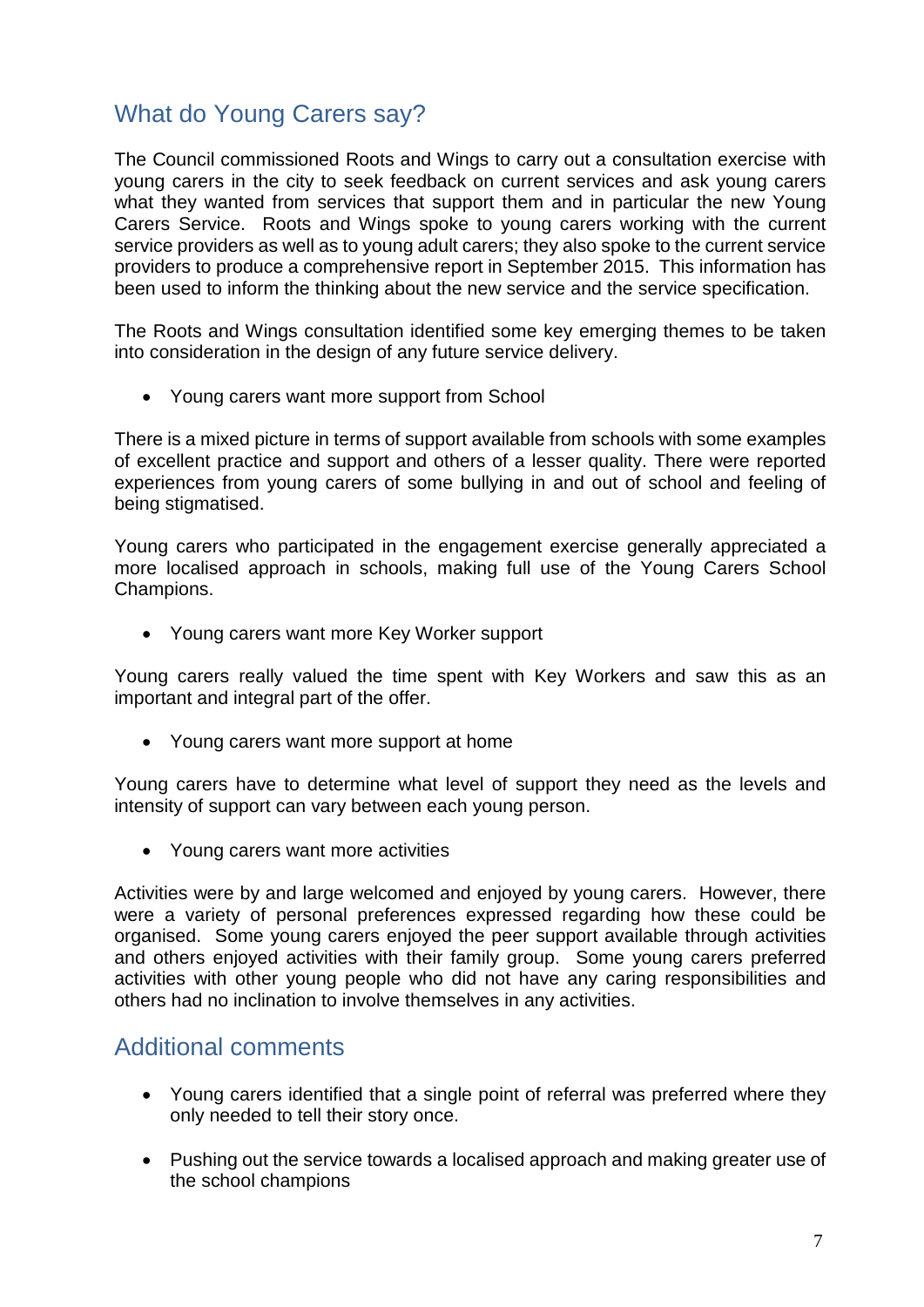## What do Young Carers say?

The Council commissioned Roots and Wings to carry out a consultation exercise with young carers in the city to seek feedback on current services and ask young carers what they wanted from services that support them and in particular the new Young Carers Service. Roots and Wings spoke to young carers working with the current service providers as well as to young adult carers; they also spoke to the current service providers to produce a comprehensive report in September 2015. This information has been used to inform the thinking about the new service and the service specification.

The Roots and Wings consultation identified some key emerging themes to be taken into consideration in the design of any future service delivery.

- Young carers want more support from School

There is a mixed picture in terms of support available from schools with some examples of excellent practice and support and others of a lesser quality. There were reported experiences from young carers of some bullying in and out of school and feeling of being stigmatised.

Young carers who participated in the engagement exercise generally appreciated a more localised approach in schools, making full use of the Young Carers School Champions.

- Young carers want more Key Worker support

Young carers really valued the time spent with Key Workers and saw this as an important and integral part of the offer.

- Young carers want more support at home

Young carers have to determine what level of support they need as the levels and intensity of support can vary between each young person.

- Young carers want more activities

Activities were by and large welcomed and enjoyed by young carers. However, there were a variety of personal preferences expressed regarding how these could be organised. Some young carers enjoyed the peer support available through activities and others enjoyed activities with their family group. Some young carers preferred activities with other young people who did not have any caring responsibilities and others had no inclination to involve themselves in any activities.

## Additional comments

- Young carers identified that a single point of referral was preferred where they only needed to tell their story once.
- Pushing out the service towards a localised approach and making greater use of the school champions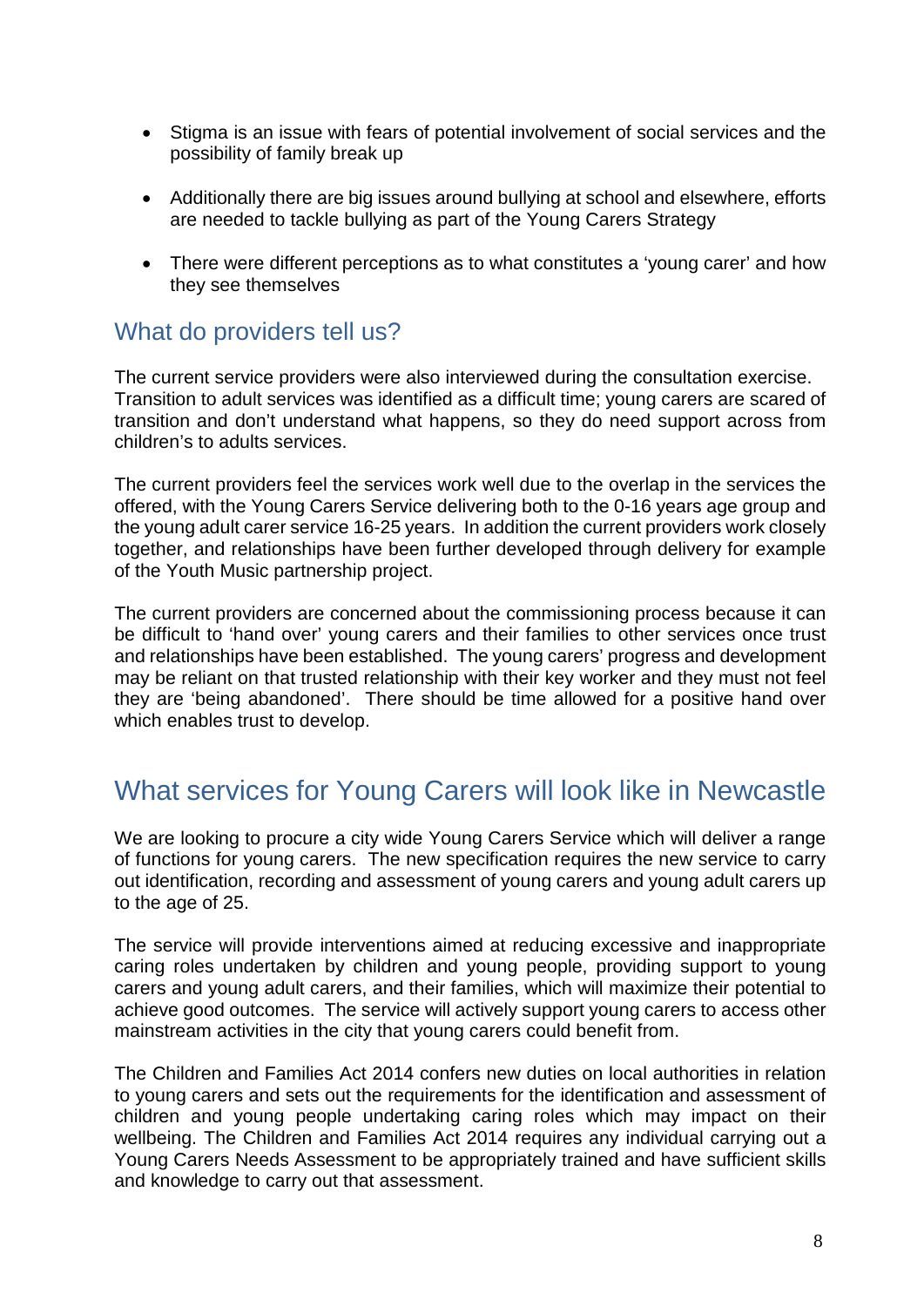- Stigma is an issue with fears of potential involvement of social services and the possibility of family break up

- Additionally there are big issues around bullying at school and elsewhere, efforts are needed to tackle bullying as part of the Young Carers Strategy

- There were different perceptions as to what constitutes a 'young carer' and how they see themselves

## What do providers tell us?

The current service providers were also interviewed during the consultation exercise. Transition to adult services was identified as a difficult time; young carers are scared of transition and don't understand what happens, so they do need support across from children's to adults services.

The current providers feel the services work well due to the overlap in the services the offered, with the Young Carers Service delivering both to the 0-16 years age group and the young adult carer service 16-25 years. In addition the current providers work closely together, and relationships have been further developed through delivery for example of the Youth Music partnership project.

The current providers are concerned about the commissioning process because it can be difficult to 'hand over' young carers and their families to other services once trust and relationships have been established. The young carers' progress and development may be reliant on that trusted relationship with their key worker and they must not feel they are 'being abandoned'. There should be time allowed for a positive hand over which enables trust to develop.

# What services for Young Carers will look like in Newcastle

We are looking to procure a city wide Young Carers Service which will deliver a range of functions for young carers. The new specification requires the new service to carry out identification, recording and assessment of young carers and young adult carers up to the age of 25.

The service will provide interventions aimed at reducing excessive and inappropriate caring roles undertaken by children and young people, providing support to young carers and young adult carers, and their families, which will maximize their potential to achieve good outcomes. The service will actively support young carers to access other mainstream activities in the city that young carers could benefit from.

The Children and Families Act 2014 confers new duties on local authorities in relation to young carers and sets out the requirements for the identification and assessment of children and young people undertaking caring roles which may impact on their wellbeing. The Children and Families Act 2014 requires any individual carrying out a Young Carers Needs Assessment to be appropriately trained and have sufficient skills and knowledge to carry out that assessment.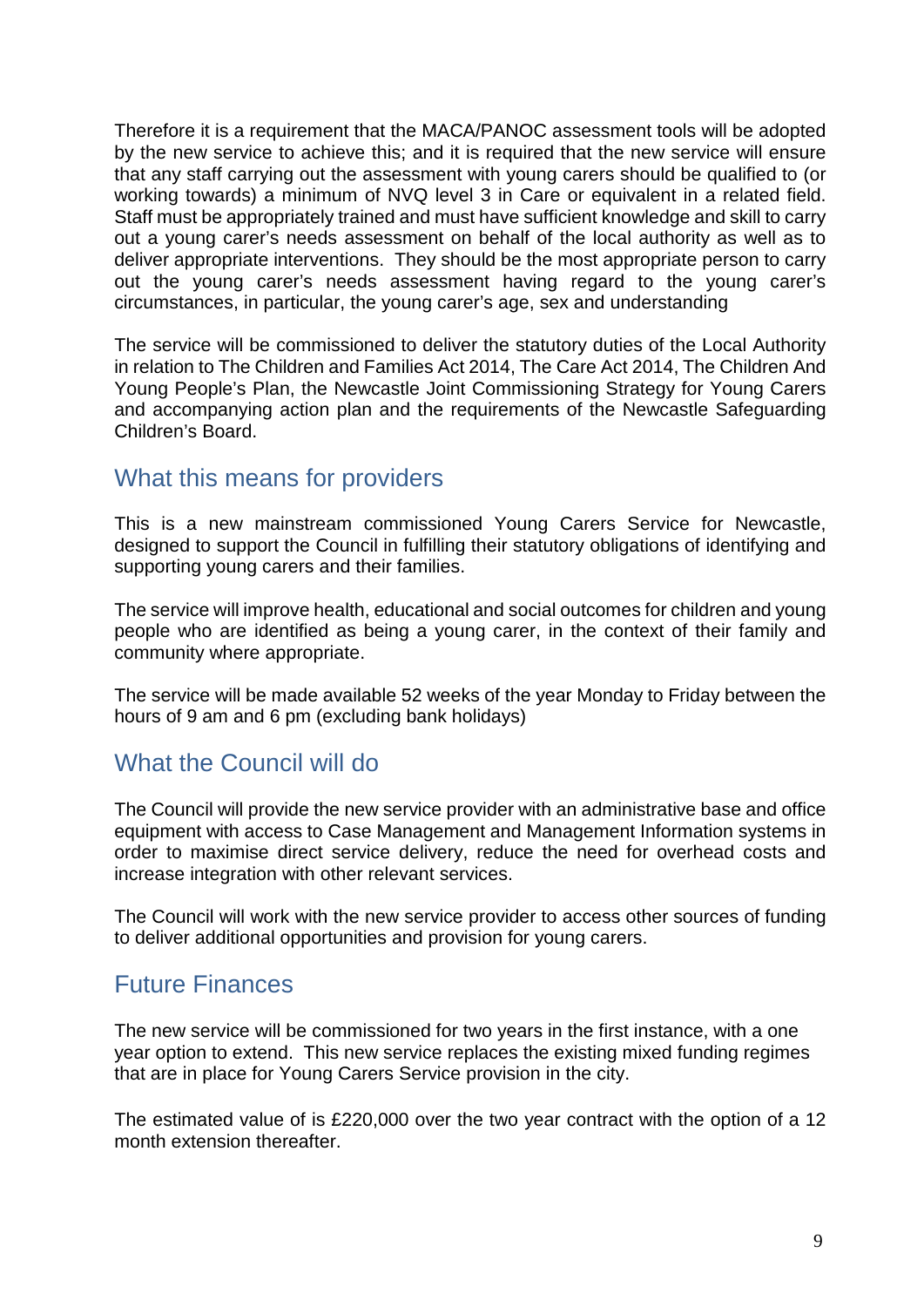Therefore it is a requirement that the MACA/PANOC assessment tools will be adopted by the new service to achieve this; and it is required that the new service will ensure that any staff carrying out the assessment with young carers should be qualified to (or working towards) a minimum of NVQ level 3 in Care or equivalent in a related field. Staff must be appropriately trained and must have sufficient knowledge and skill to carry out a young carer's needs assessment on behalf of the local authority as well as to deliver appropriate interventions. They should be the most appropriate person to carry out the young carer's needs assessment having regard to the young carer's circumstances, in particular, the young carer's age, sex and understanding

The service will be commissioned to deliver the statutory duties of the Local Authority in relation to The Children and Families Act 2014, The Care Act 2014, The Children And Young People's Plan, the Newcastle Joint Commissioning Strategy for Young Carers and accompanying action plan and the requirements of the Newcastle Safeguarding Children's Board.

## What this means for providers

This is a new mainstream commissioned Young Carers Service for Newcastle, designed to support the Council in fulfilling their statutory obligations of identifying and supporting young carers and their families.

The service will improve health, educational and social outcomes for children and young people who are identified as being a young carer, in the context of their family and community where appropriate.

The service will be made available 52 weeks of the year Monday to Friday between the hours of 9 am and 6 pm (excluding bank holidays)

## What the Council will do

The Council will provide the new service provider with an administrative base and office equipment with access to Case Management and Management Information systems in order to maximise direct service delivery, reduce the need for overhead costs and increase integration with other relevant services.

The Council will work with the new service provider to access other sources of funding to deliver additional opportunities and provision for young carers.

## Future Finances

The new service will be commissioned for two years in the first instance, with a one year option to extend. This new service replaces the existing mixed funding regimes that are in place for Young Carers Service provision in the city.

The estimated value of is £220,000 over the two year contract with the option of a 12 month extension thereafter.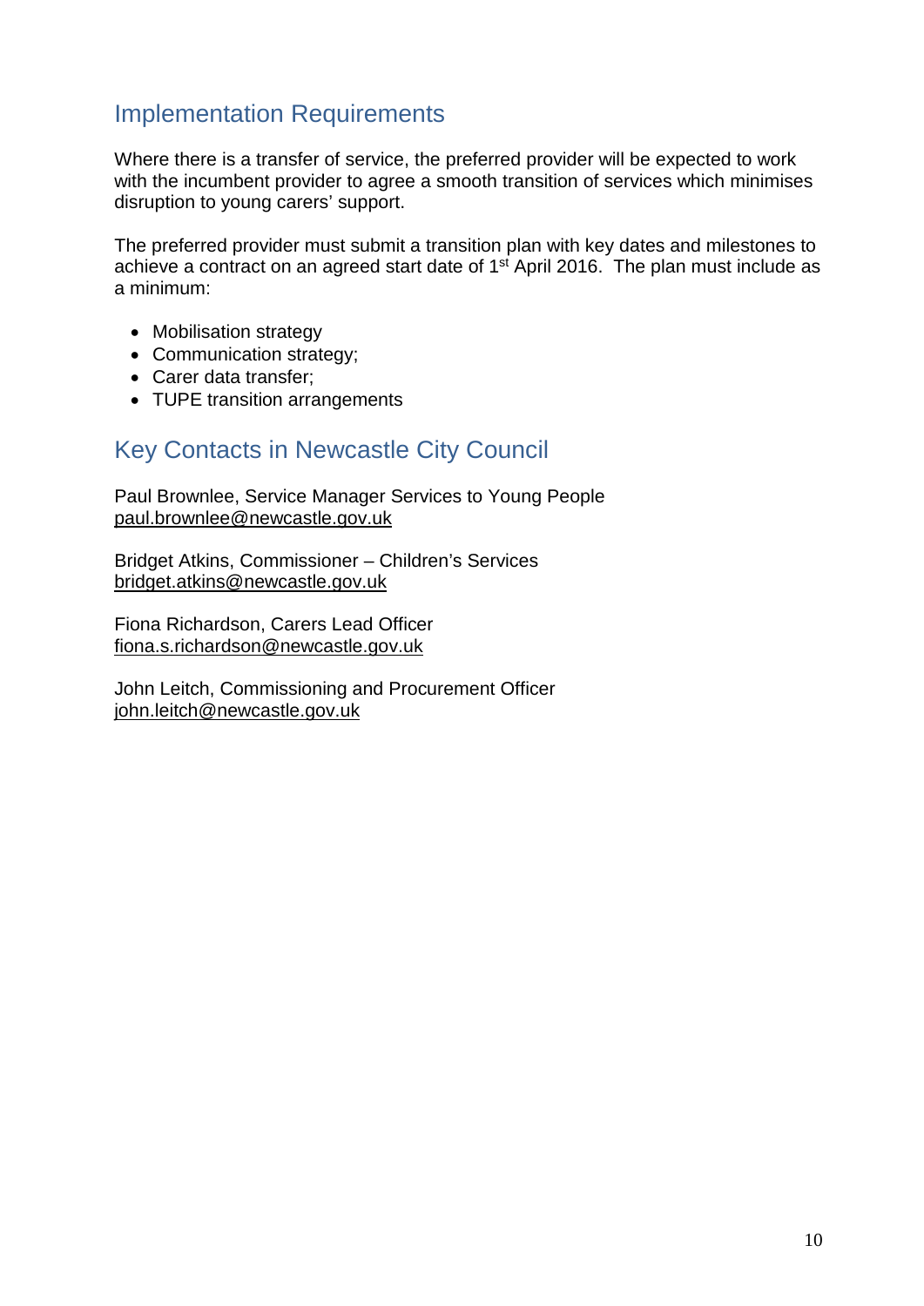## Implementation Requirements

Where there is a transfer of service, the preferred provider will be expected to work with the incumbent provider to agree a smooth transition of services which minimises disruption to young carers' support.

The preferred provider must submit a transition plan with key dates and milestones to achieve a contract on an agreed start date of 1st April 2016. The plan must include as a minimum:

- Mobilisation strategy
- Communication strategy;
- Carer data transfer;
- TUPE transition arrangements

## Key Contacts in Newcastle City Council

Paul Brownlee, Service Manager Services to Young People
paul.brownlee@newcastle.gov.uk

Bridget Atkins, Commissioner – Children's Services
bridget.atkins@newcastle.gov.uk

Fiona Richardson, Carers Lead Officer
fiona.s.richardson@newcastle.gov.uk

John Leitch, Commissioning and Procurement Officer
john.leitch@newcastle.gov.uk